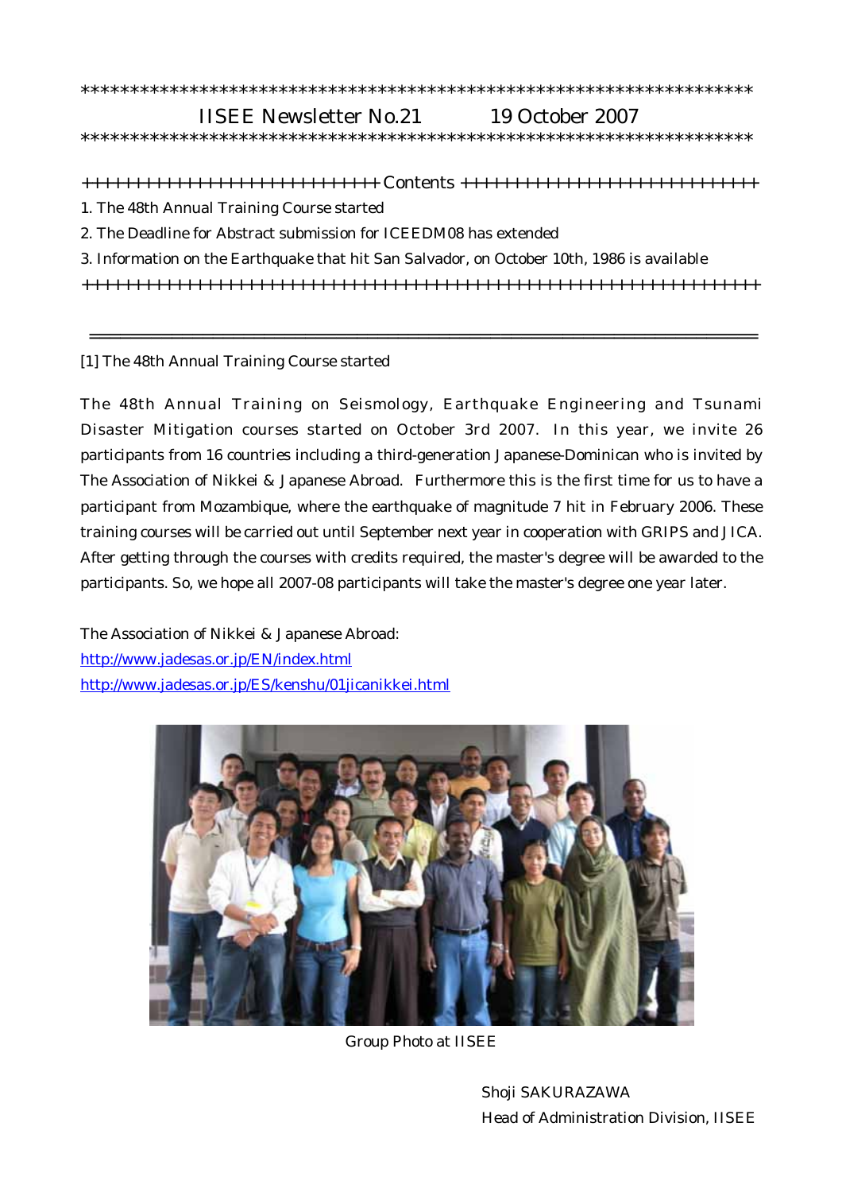*********************************************************************

IISEE Newsletter No.21　　　19 October 2007

*********************************************************************

++++++++++++++++++++++++++++ Contents ++++++++++++++++++++++++++++

1. The 48th Annual Training Course started
2. The Deadline for Abstract submission for ICEEDM08 has extended
3. Information on the Earthquake that hit San Salvador, on October 10th, 1986 is available

++++++++++++++++++++++++++++++++++++++++++++++++++++++++++++++++++

---

[1] The 48th Annual Training Course started

The 48th Annual Training on Seismology, Earthquake Engineering and Tsunami Disaster Mitigation courses started on October 3rd 2007. In this year, we invite 26 participants from 16 countries including a third-generation Japanese-Dominican who is invited by The Association of Nikkei & Japanese Abroad. Furthermore this is the first time for us to have a participant from Mozambique, where the earthquake of magnitude 7 hit in February 2006. These training courses will be carried out until September next year in cooperation with GRIPS and JICA. After getting through the courses with credits required, the master's degree will be awarded to the participants. So, we hope all 2007-08 participants will take the master's degree one year later.

The Association of Nikkei & Japanese Abroad:
http://www.jadesas.or.jp/EN/index.html
http://www.jadesas.or.jp/ES/kenshu/01jicanikkei.html

Group Photo at IISEE

Shoji SAKURAZAWA
Head of Administration Division, IISEE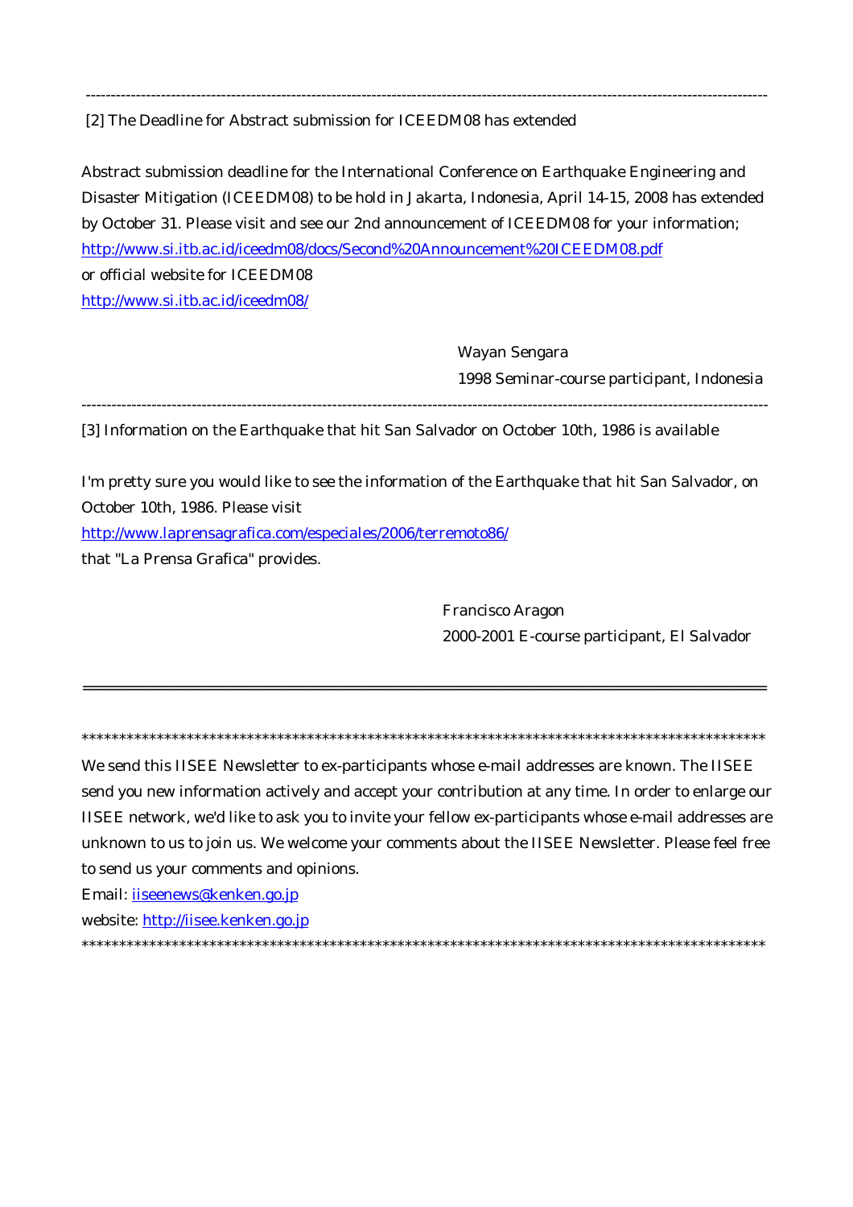---

[2] The Deadline for Abstract submission for ICEEDM08 has extended

Abstract submission deadline for the International Conference on Earthquake Engineering and Disaster Mitigation (ICEEDM08) to be hold in Jakarta, Indonesia, April 14-15, 2008 has extended by October 31. Please visit and see our 2nd announcement of ICEEDM08 for your information;
http://www.si.itb.ac.id/iceedm08/docs/Second%20Announcement%20ICEEDM08.pdf
or official website for ICEEDM08
http://www.si.itb.ac.id/iceedm08/

Wayan Sengara
1998 Seminar-course participant, Indonesia

---

[3] Information on the Earthquake that hit San Salvador on October 10th, 1986 is available

I'm pretty sure you would like to see the information of the Earthquake that hit San Salvador, on October 10th, 1986. Please visit
http://www.laprensagrafica.com/especiales/2006/terremoto86/
that "La Prensa Grafica" provides.

Francisco Aragon
2000-2001 E-course participant, El Salvador

---

*************************************************************************************************

We send this IISEE Newsletter to ex-participants whose e-mail addresses are known. The IISEE send you new information actively and accept your contribution at any time. In order to enlarge our IISEE network, we'd like to ask you to invite your fellow ex-participants whose e-mail addresses are unknown to us to join us. We welcome your comments about the IISEE Newsletter. Please feel free to send us your comments and opinions.

Email: iiseenews@kenken.go.jp

website: http://iisee.kenken.go.jp

*************************************************************************************************